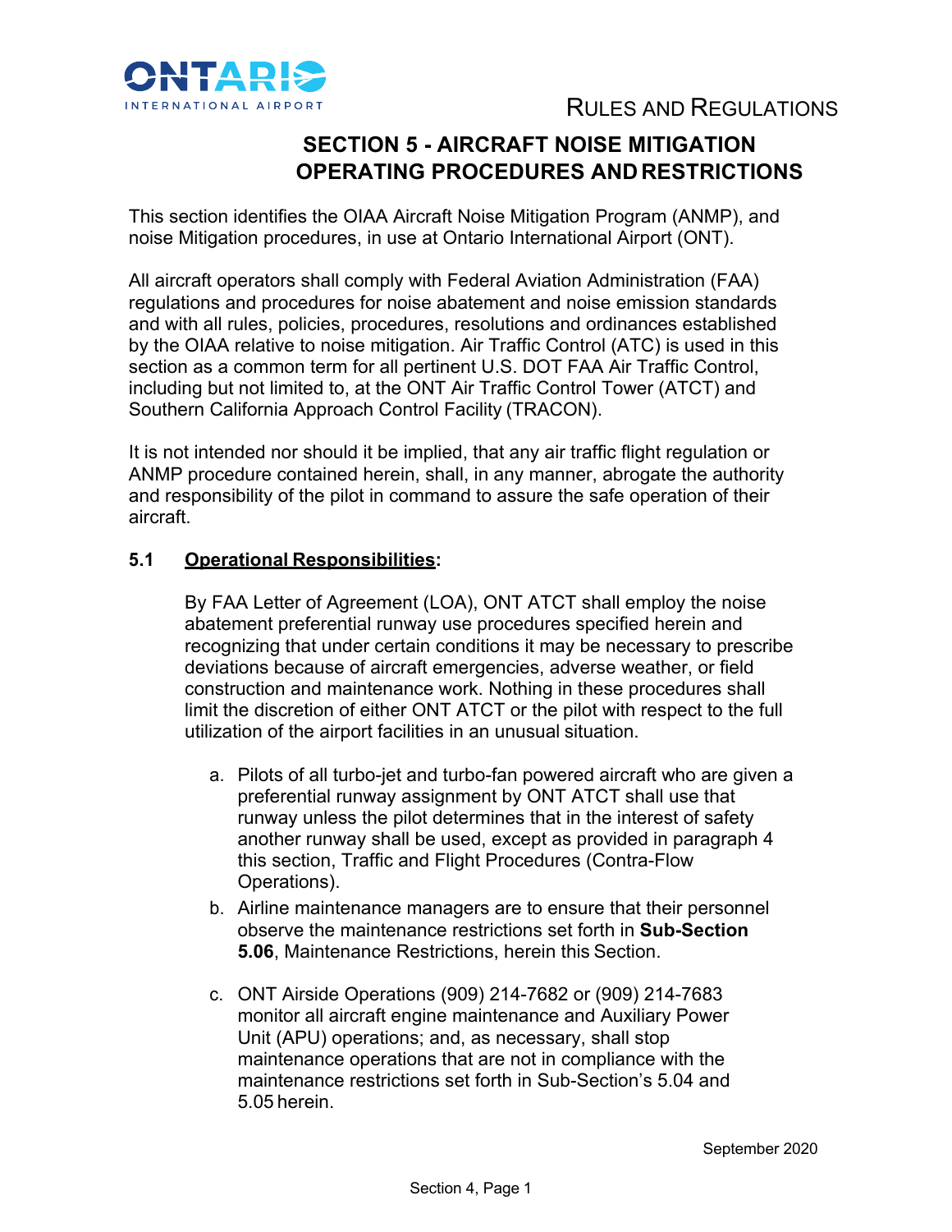# SECTION 5 - AIRCRAFT NOISE MITIGATION OPERATING PROCEDURES AND RESTRICTIONS

This section identifies the OIAA Aircraft Noise Mitigation Program (ANMP), and noise Mitigation procedures, in use at Ontario International Airport (ONT).

All aircraft operators shall comply with Federal Aviation Administration (FAA) regulations and procedures for noise abatement and noise emission standards and with all rules, policies, procedures, resolutions and ordinances established by the OIAA relative to noise mitigation. Air Traffic Control (ATC) is used in this section as a common term for all pertinent U.S. DOT FAA Air Traffic Control, including but not limited to, at the ONT Air Traffic Control Tower (ATCT) and Southern California Approach Control Facility (TRACON).

It is not intended nor should it be implied, that any air traffic flight regulation or ANMP procedure contained herein, shall, in any manner, abrogate the authority and responsibility of the pilot in command to assure the safe operation of their aircraft.

## 5.1 Operational Responsibilities:

By FAA Letter of Agreement (LOA), ONT ATCT shall employ the noise abatement preferential runway use procedures specified herein and recognizing that under certain conditions it may be necessary to prescribe deviations because of aircraft emergencies, adverse weather, or field construction and maintenance work. Nothing in these procedures shall limit the discretion of either ONT ATCT or the pilot with respect to the full utilization of the airport facilities in an unusual situation.

a. Pilots of all turbo-jet and turbo-fan powered aircraft who are given a preferential runway assignment by ONT ATCT shall use that runway unless the pilot determines that in the interest of safety another runway shall be used, except as provided in paragraph 4 this section, Traffic and Flight Procedures (Contra-Flow Operations).

b. Airline maintenance managers are to ensure that their personnel observe the maintenance restrictions set forth in **Sub-Section 5.06**, Maintenance Restrictions, herein this Section.

c. ONT Airside Operations (909) 214-7682 or (909) 214-7683 monitor all aircraft engine maintenance and Auxiliary Power Unit (APU) operations; and, as necessary, shall stop maintenance operations that are not in compliance with the maintenance restrictions set forth in Sub-Section's 5.04 and 5.05 herein.

September 2020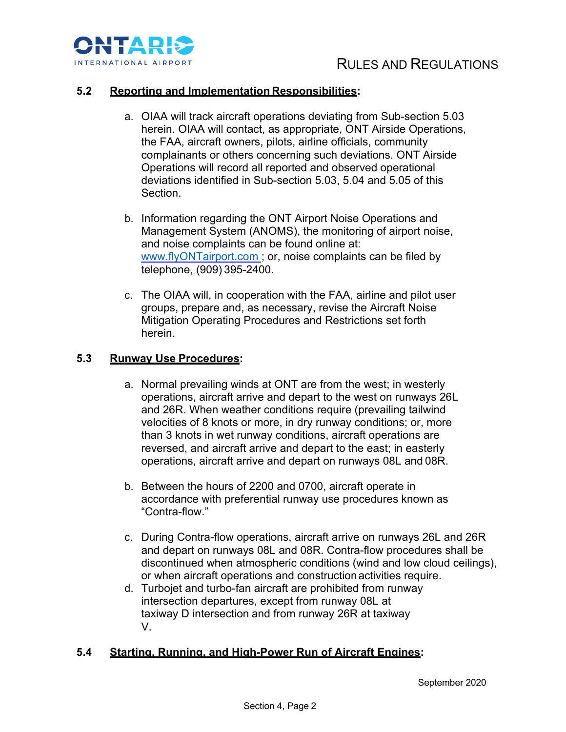## 5.2 Reporting and Implementation Responsibilities:

a. OIAA will track aircraft operations deviating from Sub-section 5.03 herein. OIAA will contact, as appropriate, ONT Airside Operations, the FAA, aircraft owners, pilots, airline officials, community complainants or others concerning such deviations. ONT Airside Operations will record all reported and observed operational deviations identified in Sub-section 5.03, 5.04 and 5.05 of this Section.

b. Information regarding the ONT Airport Noise Operations and Management System (ANOMS), the monitoring of airport noise, and noise complaints can be found online at: www.flyONTairport.com ; or, noise complaints can be filed by telephone, (909) 395-2400.

c. The OIAA will, in cooperation with the FAA, airline and pilot user groups, prepare and, as necessary, revise the Aircraft Noise Mitigation Operating Procedures and Restrictions set forth herein.

## 5.3 Runway Use Procedures:

a. Normal prevailing winds at ONT are from the west; in westerly operations, aircraft arrive and depart to the west on runways 26L and 26R. When weather conditions require (prevailing tailwind velocities of 8 knots or more, in dry runway conditions; or, more than 3 knots in wet runway conditions, aircraft operations are reversed, and aircraft arrive and depart to the east; in easterly operations, aircraft arrive and depart on runways 08L and 08R.

b. Between the hours of 2200 and 0700, aircraft operate in accordance with preferential runway use procedures known as "Contra-flow."

c. During Contra-flow operations, aircraft arrive on runways 26L and 26R and depart on runways 08L and 08R. Contra-flow procedures shall be discontinued when atmospheric conditions (wind and low cloud ceilings), or when aircraft operations and construction activities require.

d. Turbojet and turbo-fan aircraft are prohibited from runway intersection departures, except from runway 08L at taxiway D intersection and from runway 26R at taxiway V.

## 5.4 Starting, Running, and High-Power Run of Aircraft Engines: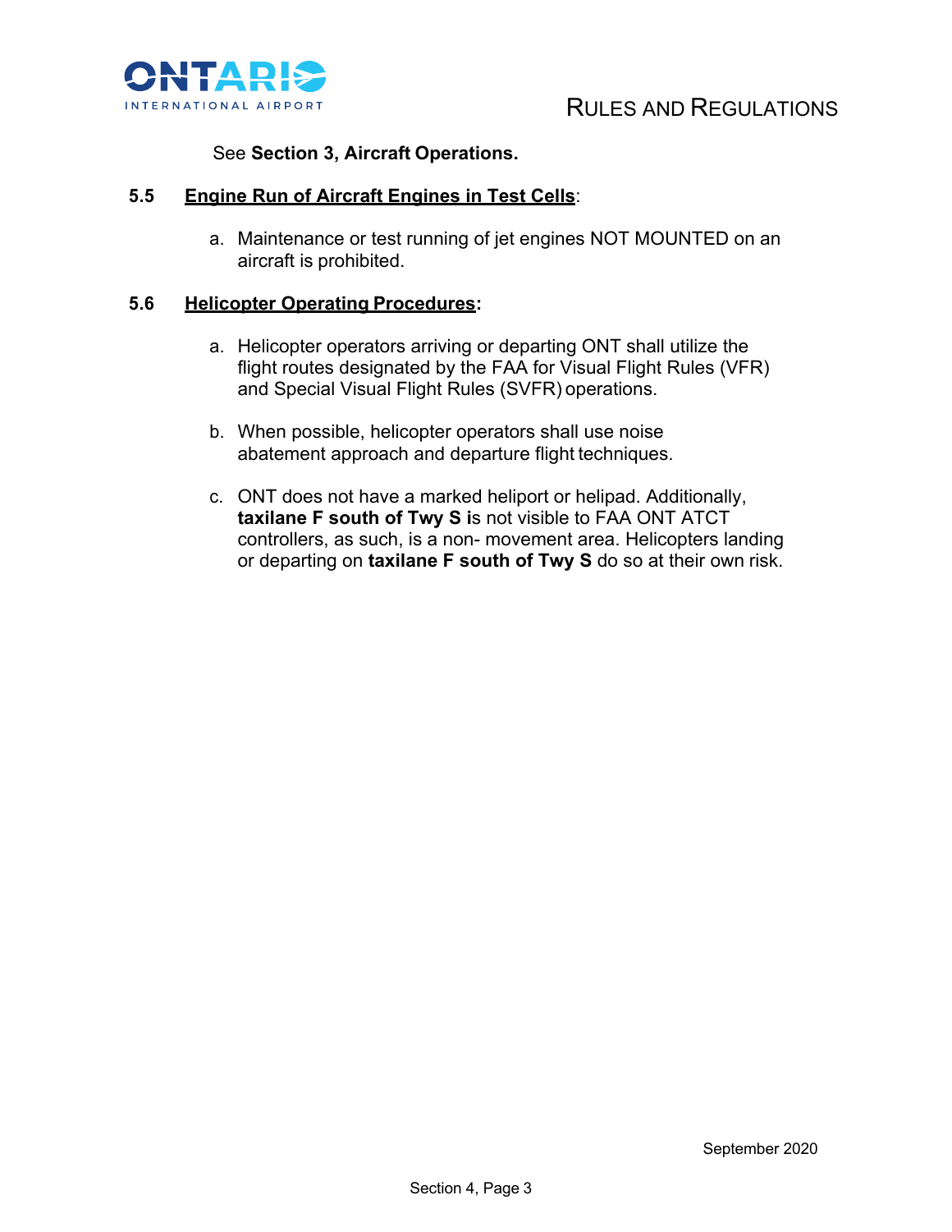See **Section 3, Aircraft Operations.**

### 5.5 Engine Run of Aircraft Engines in Test Cells:

a. Maintenance or test running of jet engines NOT MOUNTED on an aircraft is prohibited.

### 5.6 Helicopter Operating Procedures:

a. Helicopter operators arriving or departing ONT shall utilize the flight routes designated by the FAA for Visual Flight Rules (VFR) and Special Visual Flight Rules (SVFR) operations.

b. When possible, helicopter operators shall use noise abatement approach and departure flight techniques.

c. ONT does not have a marked heliport or helipad. Additionally, **taxilane F south of Twy S** is not visible to FAA ONT ATCT controllers, as such, is a non- movement area. Helicopters landing or departing on **taxilane F south of Twy S** do so at their own risk.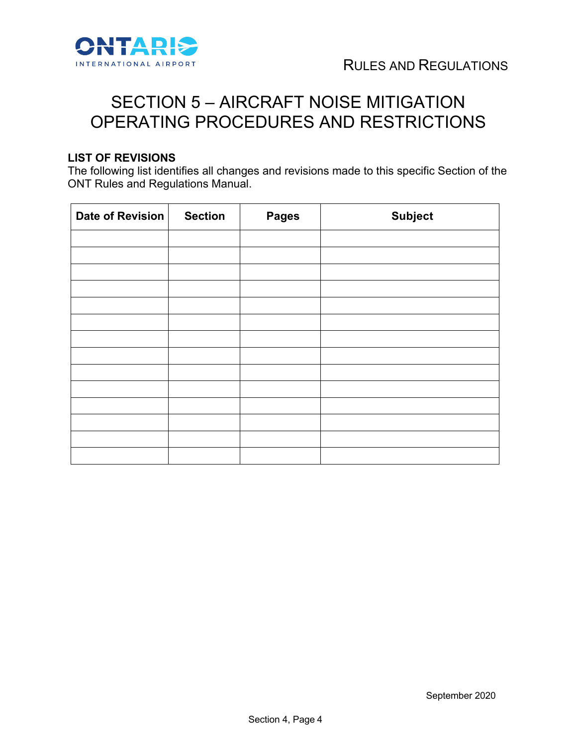# SECTION 5 – AIRCRAFT NOISE MITIGATION OPERATING PROCEDURES AND RESTRICTIONS

**LIST OF REVISIONS**

The following list identifies all changes and revisions made to this specific Section of the ONT Rules and Regulations Manual.

| Date of Revision | Section | Pages | Subject |
|---|---|---|---|
| | | | |
| | | | |
| | | | |
| | | | |
| | | | |
| | | | |
| | | | |
| | | | |
| | | | |
| | | | |
| | | | |
| | | | |
| | | | |
| | | | |

September 2020